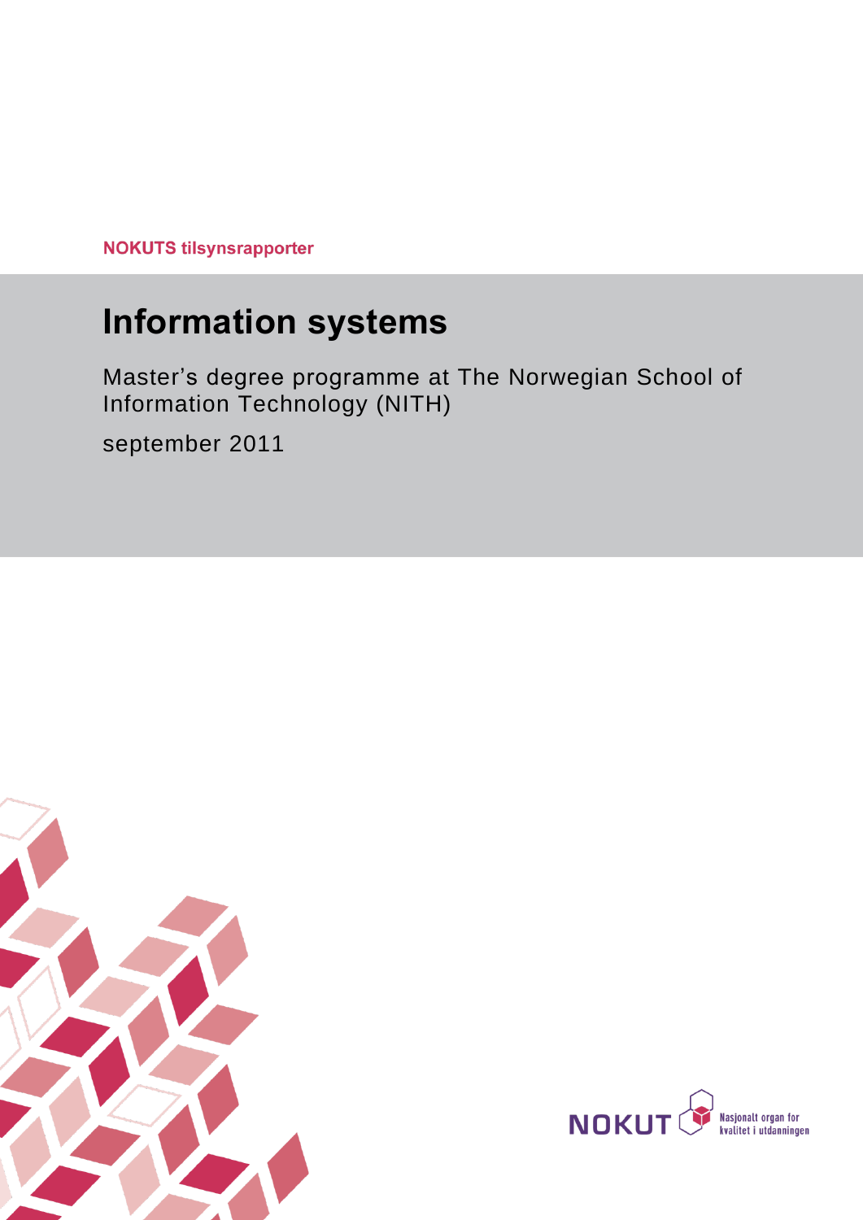**NOKUTS tilsynsrapporter**

# Information systems

Master's degree programme at The Norwegian School of Information Technology (NITH)

september 2011

NOKUT Nasjonalt organ for kvalitet i utdanningen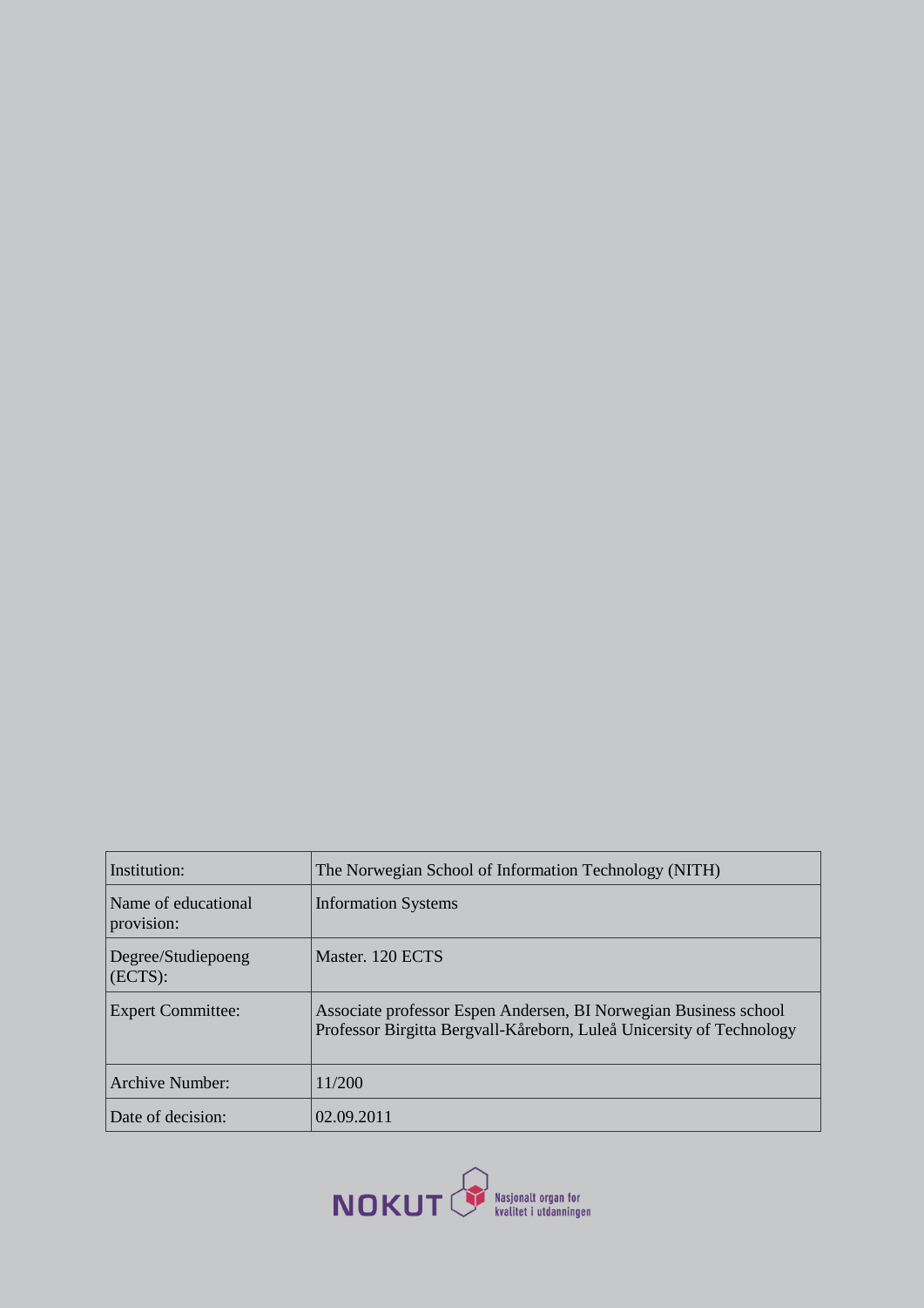| Institution: | The Norwegian School of Information Technology (NITH) |
|---|---|
| Name of educational provision: | Information Systems |
| Degree/Studiepoeng (ECTS): | Master. 120 ECTS |
| Expert Committee: | Associate professor Espen Andersen, BI Norwegian Business school<br>Professor Birgitta Bergvall-Kåreborn, Luleå Unicersity of Technology |
| Archive Number: | 11/200 |
| Date of decision: | 02.09.2011 |

NOKUT Nasjonalt organ for kvalitet i utdanningen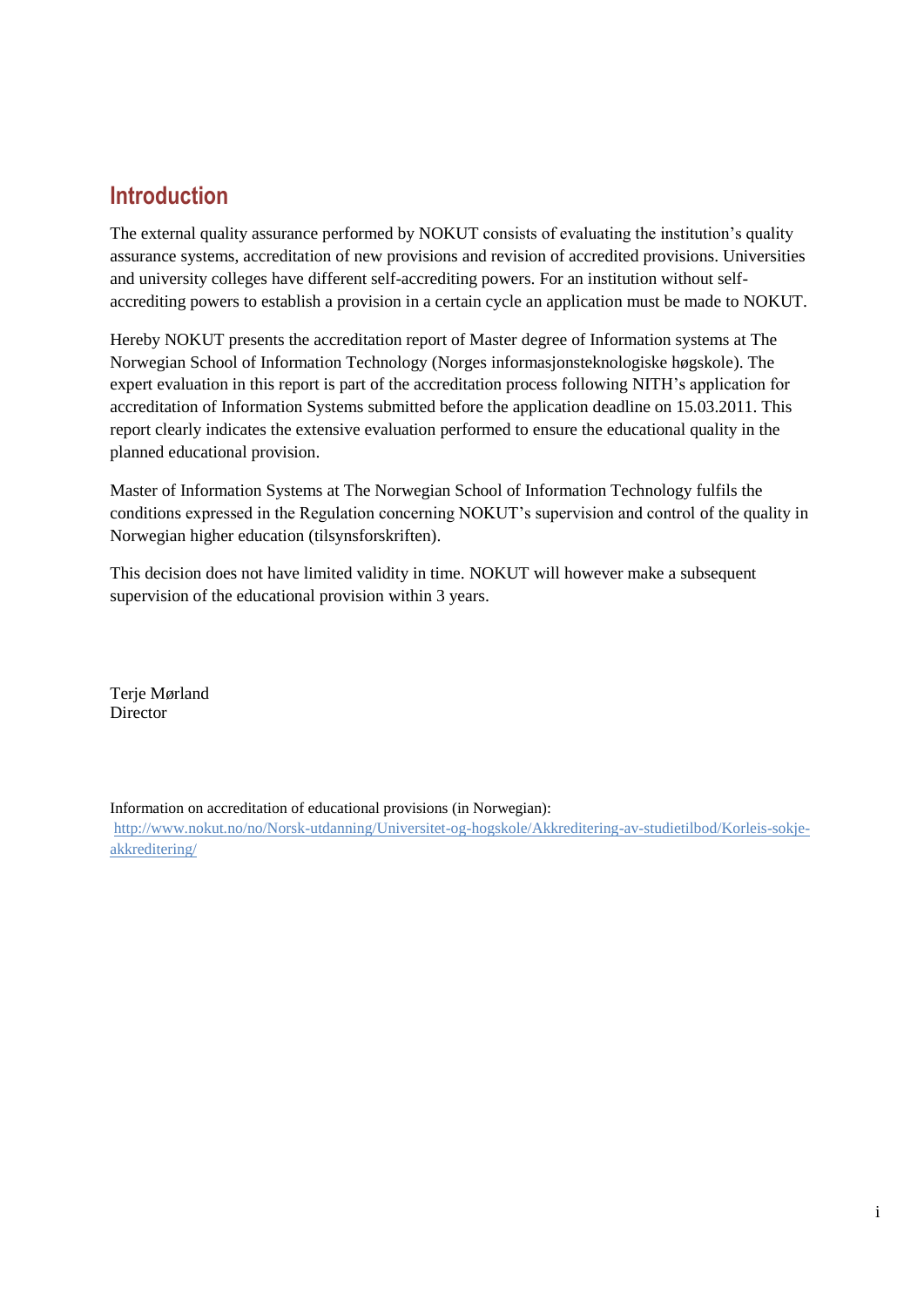# Introduction

The external quality assurance performed by NOKUT consists of evaluating the institution's quality assurance systems, accreditation of new provisions and revision of accredited provisions. Universities and university colleges have different self-accrediting powers. For an institution without self-accrediting powers to establish a provision in a certain cycle an application must be made to NOKUT.

Hereby NOKUT presents the accreditation report of Master degree of Information systems at The Norwegian School of Information Technology (Norges informasjonsteknologiske høgskole). The expert evaluation in this report is part of the accreditation process following NITH's application for accreditation of Information Systems submitted before the application deadline on 15.03.2011. This report clearly indicates the extensive evaluation performed to ensure the educational quality in the planned educational provision.

Master of Information Systems at The Norwegian School of Information Technology fulfils the conditions expressed in the Regulation concerning NOKUT's supervision and control of the quality in Norwegian higher education (tilsynsforskriften).

This decision does not have limited validity in time. NOKUT will however make a subsequent supervision of the educational provision within 3 years.

Terje Mørland
Director

Information on accreditation of educational provisions (in Norwegian):
http://www.nokut.no/no/Norsk-utdanning/Universitet-og-hogskole/Akkreditering-av-studietilbod/Korleis-sokje-akkreditering/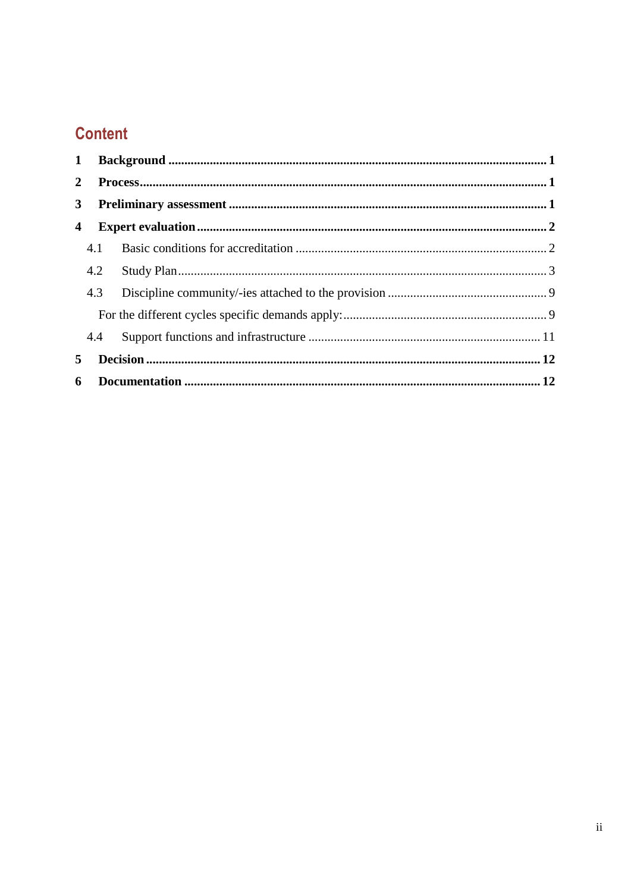# Content

**1 Background** ... **1**

**2 Process** ... **1**

**3 Preliminary assessment** ... **1**

**4 Expert evaluation** ... **2**

- 4.1 Basic conditions for accreditation ... 2
- 4.2 Study Plan ... 3
- 4.3 Discipline community/-ies attached to the provision ... 9
- For the different cycles specific demands apply: ... 9
- 4.4 Support functions and infrastructure ... 11

**5 Decision** ... **12**

**6 Documentation** ... **12**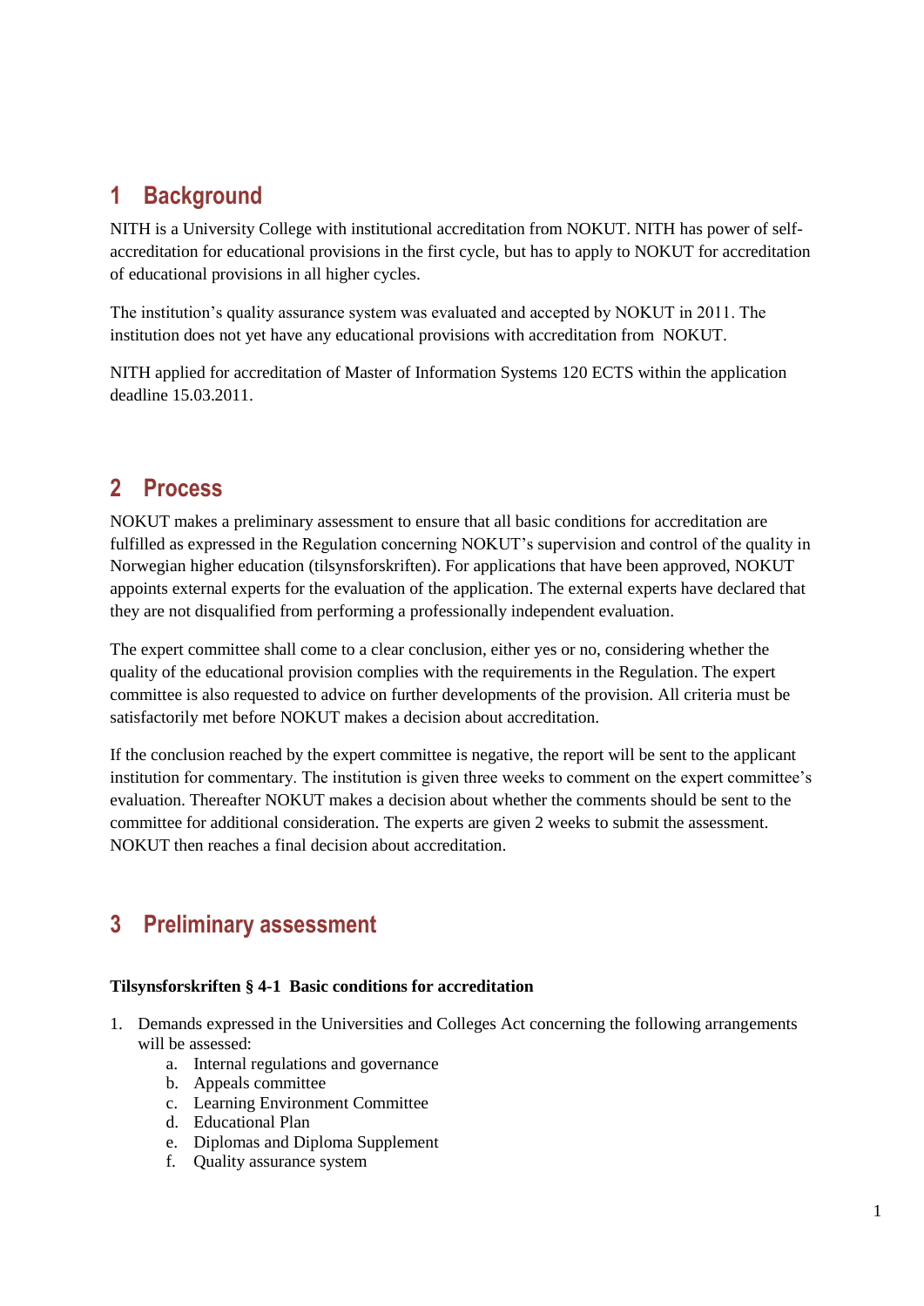# 1 Background

NITH is a University College with institutional accreditation from NOKUT. NITH has power of self-accreditation for educational provisions in the first cycle, but has to apply to NOKUT for accreditation of educational provisions in all higher cycles.

The institution's quality assurance system was evaluated and accepted by NOKUT in 2011. The institution does not yet have any educational provisions with accreditation from NOKUT.

NITH applied for accreditation of Master of Information Systems 120 ECTS within the application deadline 15.03.2011.

# 2 Process

NOKUT makes a preliminary assessment to ensure that all basic conditions for accreditation are fulfilled as expressed in the Regulation concerning NOKUT's supervision and control of the quality in Norwegian higher education (tilsynsforskriften). For applications that have been approved, NOKUT appoints external experts for the evaluation of the application. The external experts have declared that they are not disqualified from performing a professionally independent evaluation.

The expert committee shall come to a clear conclusion, either yes or no, considering whether the quality of the educational provision complies with the requirements in the Regulation. The expert committee is also requested to advice on further developments of the provision. All criteria must be satisfactorily met before NOKUT makes a decision about accreditation.

If the conclusion reached by the expert committee is negative, the report will be sent to the applicant institution for commentary. The institution is given three weeks to comment on the expert committee's evaluation. Thereafter NOKUT makes a decision about whether the comments should be sent to the committee for additional consideration. The experts are given 2 weeks to submit the assessment. NOKUT then reaches a final decision about accreditation.

# 3 Preliminary assessment

**Tilsynsforskriften § 4-1 Basic conditions for accreditation**

1. Demands expressed in the Universities and Colleges Act concerning the following arrangements will be assessed:
   a. Internal regulations and governance
   b. Appeals committee
   c. Learning Environment Committee
   d. Educational Plan
   e. Diplomas and Diploma Supplement
   f. Quality assurance system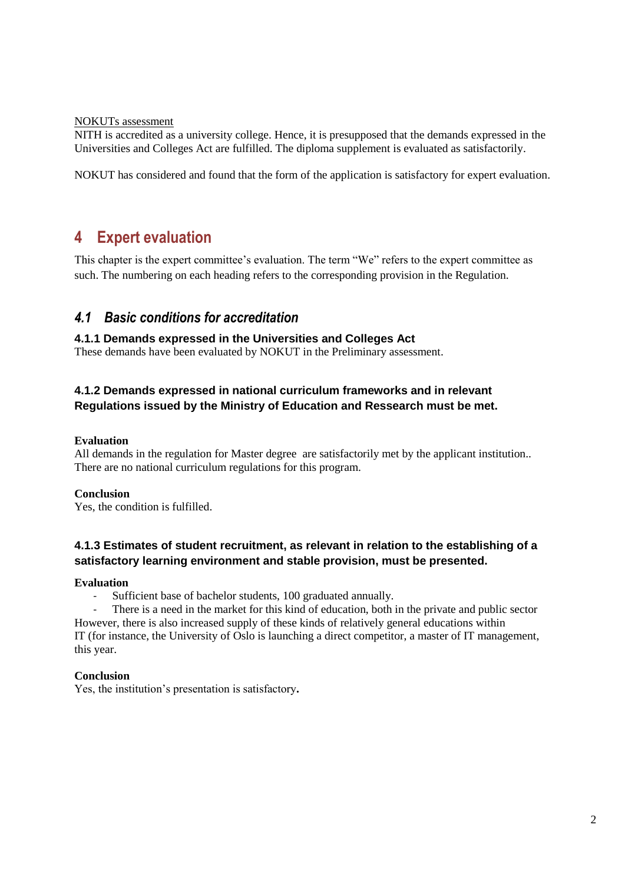NOKUTs assessment

NITH is accredited as a university college. Hence, it is presupposed that the demands expressed in the Universities and Colleges Act are fulfilled. The diploma supplement is evaluated as satisfactorily.

NOKUT has considered and found that the form of the application is satisfactory for expert evaluation.

# 4 Expert evaluation

This chapter is the expert committee's evaluation. The term "We" refers to the expert committee as such. The numbering on each heading refers to the corresponding provision in the Regulation.

## *4.1 Basic conditions for accreditation*

### 4.1.1 Demands expressed in the Universities and Colleges Act

These demands have been evaluated by NOKUT in the Preliminary assessment.

### 4.1.2 Demands expressed in national curriculum frameworks and in relevant Regulations issued by the Ministry of Education and Ressearch must be met.

**Evaluation**

All demands in the regulation for Master degree are satisfactorily met by the applicant institution.. There are no national curriculum regulations for this program.

**Conclusion**

Yes, the condition is fulfilled.

### 4.1.3 Estimates of student recruitment, as relevant in relation to the establishing of a satisfactory learning environment and stable provision, must be presented.

**Evaluation**

- Sufficient base of bachelor students, 100 graduated annually.
- There is a need in the market for this kind of education, both in the private and public sector

However, there is also increased supply of these kinds of relatively general educations within IT (for instance, the University of Oslo is launching a direct competitor, a master of IT management, this year.

**Conclusion**

Yes, the institution's presentation is satisfactory**.**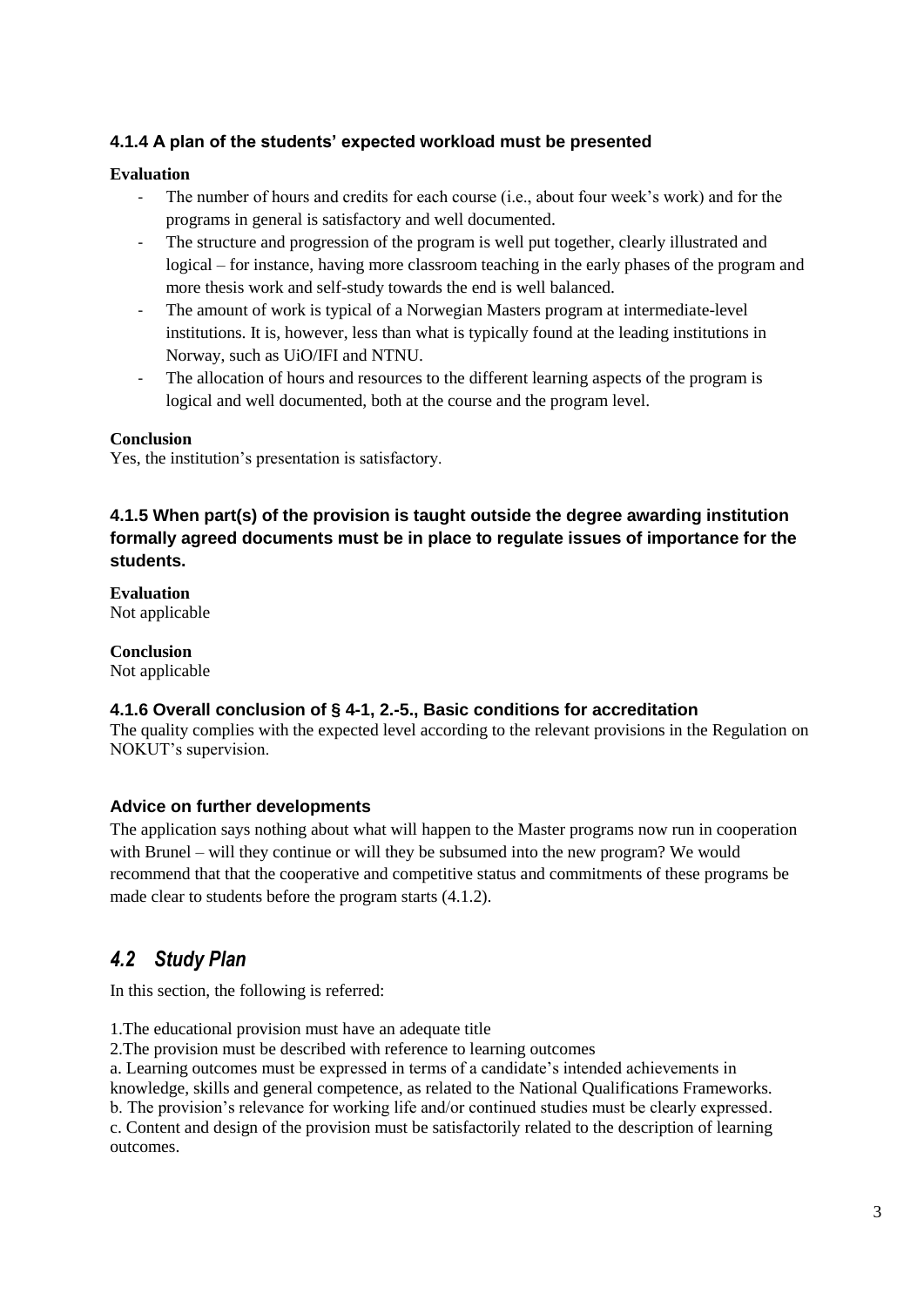#### 4.1.4 A plan of the students' expected workload must be presented

**Evaluation**

- The number of hours and credits for each course (i.e., about four week's work) and for the programs in general is satisfactory and well documented.
- The structure and progression of the program is well put together, clearly illustrated and logical – for instance, having more classroom teaching in the early phases of the program and more thesis work and self-study towards the end is well balanced.
- The amount of work is typical of a Norwegian Masters program at intermediate-level institutions. It is, however, less than what is typically found at the leading institutions in Norway, such as UiO/IFI and NTNU.
- The allocation of hours and resources to the different learning aspects of the program is logical and well documented, both at the course and the program level.

**Conclusion**
Yes, the institution's presentation is satisfactory.

#### 4.1.5 When part(s) of the provision is taught outside the degree awarding institution formally agreed documents must be in place to regulate issues of importance for the students.

**Evaluation**
Not applicable

**Conclusion**
Not applicable

#### 4.1.6 Overall conclusion of § 4-1, 2.-5., Basic conditions for accreditation

The quality complies with the expected level according to the relevant provisions in the Regulation on NOKUT's supervision.

#### Advice on further developments

The application says nothing about what will happen to the Master programs now run in cooperation with Brunel – will they continue or will they be subsumed into the new program? We would recommend that that the cooperative and competitive status and commitments of these programs be made clear to students before the program starts (4.1.2).

## *4.2 Study Plan*

In this section, the following is referred:

1.The educational provision must have an adequate title
2.The provision must be described with reference to learning outcomes
a. Learning outcomes must be expressed in terms of a candidate's intended achievements in knowledge, skills and general competence, as related to the National Qualifications Frameworks.
b. The provision's relevance for working life and/or continued studies must be clearly expressed.
c. Content and design of the provision must be satisfactorily related to the description of learning outcomes.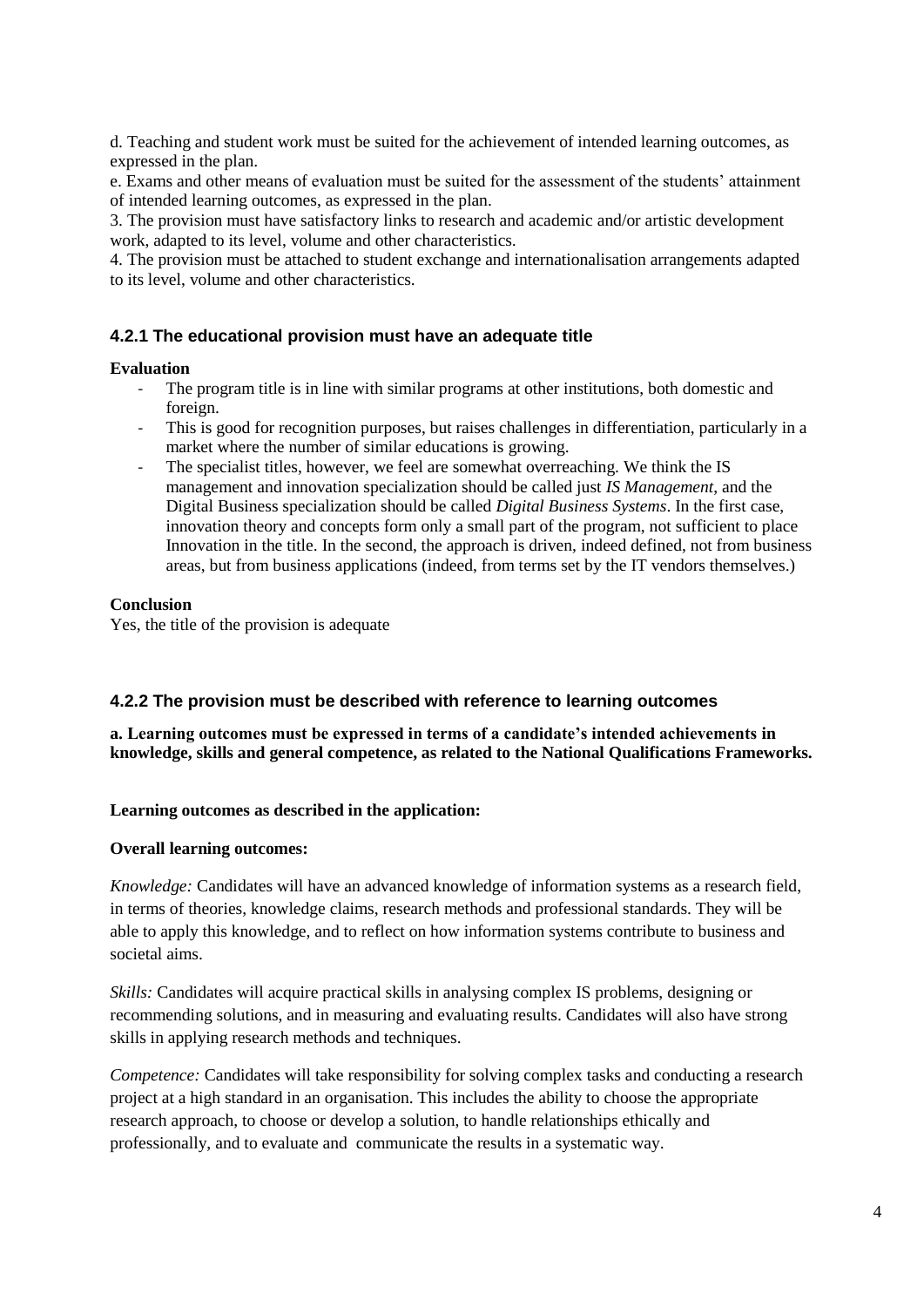d. Teaching and student work must be suited for the achievement of intended learning outcomes, as expressed in the plan.

e. Exams and other means of evaluation must be suited for the assessment of the students' attainment of intended learning outcomes, as expressed in the plan.

3. The provision must have satisfactory links to research and academic and/or artistic development work, adapted to its level, volume and other characteristics.

4. The provision must be attached to student exchange and internationalisation arrangements adapted to its level, volume and other characteristics.

### 4.2.1 The educational provision must have an adequate title

**Evaluation**

- The program title is in line with similar programs at other institutions, both domestic and foreign.
- This is good for recognition purposes, but raises challenges in differentiation, particularly in a market where the number of similar educations is growing.
- The specialist titles, however, we feel are somewhat overreaching. We think the IS management and innovation specialization should be called just *IS Management*, and the Digital Business specialization should be called *Digital Business Systems*. In the first case, innovation theory and concepts form only a small part of the program, not sufficient to place Innovation in the title. In the second, the approach is driven, indeed defined, not from business areas, but from business applications (indeed, from terms set by the IT vendors themselves.)

**Conclusion**

Yes, the title of the provision is adequate

### 4.2.2 The provision must be described with reference to learning outcomes

**a. Learning outcomes must be expressed in terms of a candidate's intended achievements in knowledge, skills and general competence, as related to the National Qualifications Frameworks.**

**Learning outcomes as described in the application:**

**Overall learning outcomes:**

*Knowledge:* Candidates will have an advanced knowledge of information systems as a research field, in terms of theories, knowledge claims, research methods and professional standards. They will be able to apply this knowledge, and to reflect on how information systems contribute to business and societal aims.

*Skills:* Candidates will acquire practical skills in analysing complex IS problems, designing or recommending solutions, and in measuring and evaluating results. Candidates will also have strong skills in applying research methods and techniques.

*Competence:* Candidates will take responsibility for solving complex tasks and conducting a research project at a high standard in an organisation. This includes the ability to choose the appropriate research approach, to choose or develop a solution, to handle relationships ethically and professionally, and to evaluate and communicate the results in a systematic way.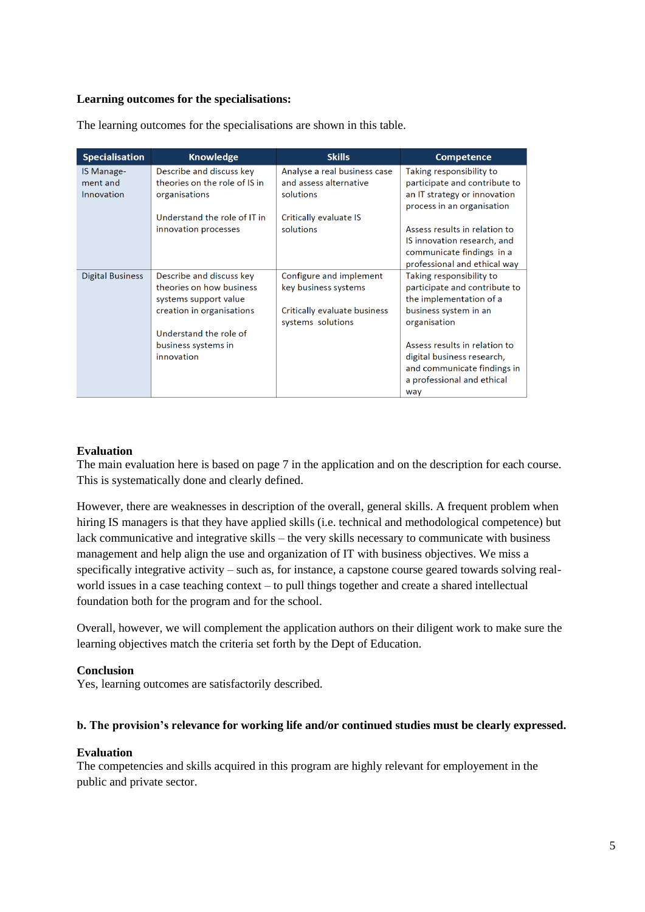**Learning outcomes for the specialisations:**

The learning outcomes for the specialisations are shown in this table.

| Specialisation | Knowledge | Skills | Competence |
|---|---|---|---|
| IS Manage-ment and Innovation | Describe and discuss key theories on the role of IS in organisations<br><br>Understand the role of IT in innovation processes | Analyse a real business case and assess alternative solutions<br><br>Critically evaluate IS solutions | Taking responsibility to participate and contribute to an IT strategy or innovation process in an organisation<br><br>Assess results in relation to IS innovation research, and communicate findings in a professional and ethical way |
| Digital Business | Describe and discuss key theories on how business systems support value creation in organisations<br><br>Understand the role of business systems in innovation | Configure and implement key business systems<br><br>Critically evaluate business systems solutions | Taking responsibility to participate and contribute to the implementation of a business system in an organisation<br><br>Assess results in relation to digital business research, and communicate findings in a professional and ethical way |

**Evaluation**

The main evaluation here is based on page 7 in the application and on the description for each course. This is systematically done and clearly defined.

However, there are weaknesses in description of the overall, general skills. A frequent problem when hiring IS managers is that they have applied skills (i.e. technical and methodological competence) but lack communicative and integrative skills – the very skills necessary to communicate with business management and help align the use and organization of IT with business objectives. We miss a specifically integrative activity – such as, for instance, a capstone course geared towards solving real-world issues in a case teaching context – to pull things together and create a shared intellectual foundation both for the program and for the school.

Overall, however, we will complement the application authors on their diligent work to make sure the learning objectives match the criteria set forth by the Dept of Education.

**Conclusion**

Yes, learning outcomes are satisfactorily described.

**b. The provision's relevance for working life and/or continued studies must be clearly expressed.**

**Evaluation**

The competencies and skills acquired in this program are highly relevant for employement in the public and private sector.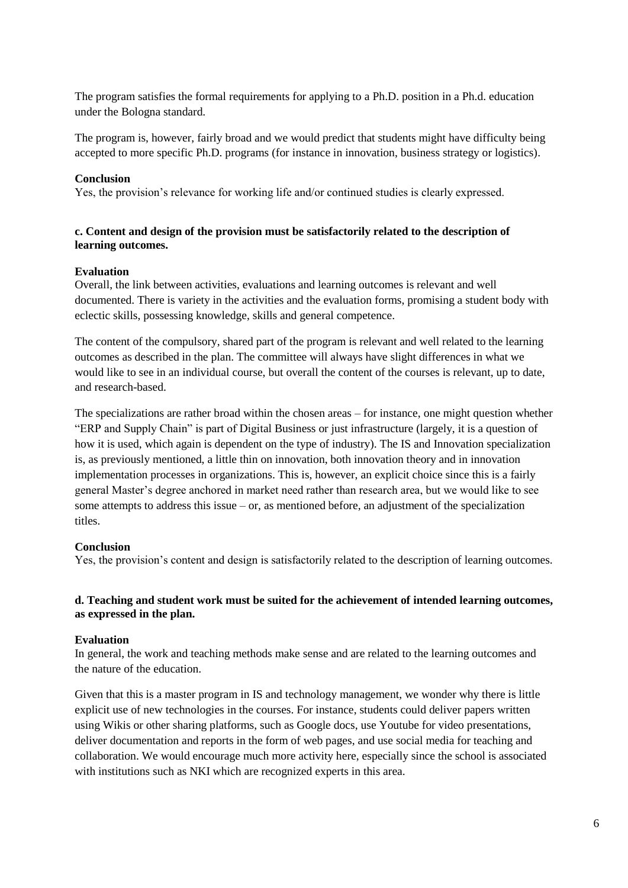The program satisfies the formal requirements for applying to a Ph.D. position in a Ph.d. education under the Bologna standard.

The program is, however, fairly broad and we would predict that students might have difficulty being accepted to more specific Ph.D. programs (for instance in innovation, business strategy or logistics).

**Conclusion**
Yes, the provision's relevance for working life and/or continued studies is clearly expressed.

**c. Content and design of the provision must be satisfactorily related to the description of learning outcomes.**

**Evaluation**
Overall, the link between activities, evaluations and learning outcomes is relevant and well documented. There is variety in the activities and the evaluation forms, promising a student body with eclectic skills, possessing knowledge, skills and general competence.

The content of the compulsory, shared part of the program is relevant and well related to the learning outcomes as described in the plan. The committee will always have slight differences in what we would like to see in an individual course, but overall the content of the courses is relevant, up to date, and research-based.

The specializations are rather broad within the chosen areas – for instance, one might question whether "ERP and Supply Chain" is part of Digital Business or just infrastructure (largely, it is a question of how it is used, which again is dependent on the type of industry). The IS and Innovation specialization is, as previously mentioned, a little thin on innovation, both innovation theory and in innovation implementation processes in organizations. This is, however, an explicit choice since this is a fairly general Master's degree anchored in market need rather than research area, but we would like to see some attempts to address this issue – or, as mentioned before, an adjustment of the specialization titles.

**Conclusion**
Yes, the provision's content and design is satisfactorily related to the description of learning outcomes.

**d. Teaching and student work must be suited for the achievement of intended learning outcomes, as expressed in the plan.**

**Evaluation**
In general, the work and teaching methods make sense and are related to the learning outcomes and the nature of the education.

Given that this is a master program in IS and technology management, we wonder why there is little explicit use of new technologies in the courses. For instance, students could deliver papers written using Wikis or other sharing platforms, such as Google docs, use Youtube for video presentations, deliver documentation and reports in the form of web pages, and use social media for teaching and collaboration. We would encourage much more activity here, especially since the school is associated with institutions such as NKI which are recognized experts in this area.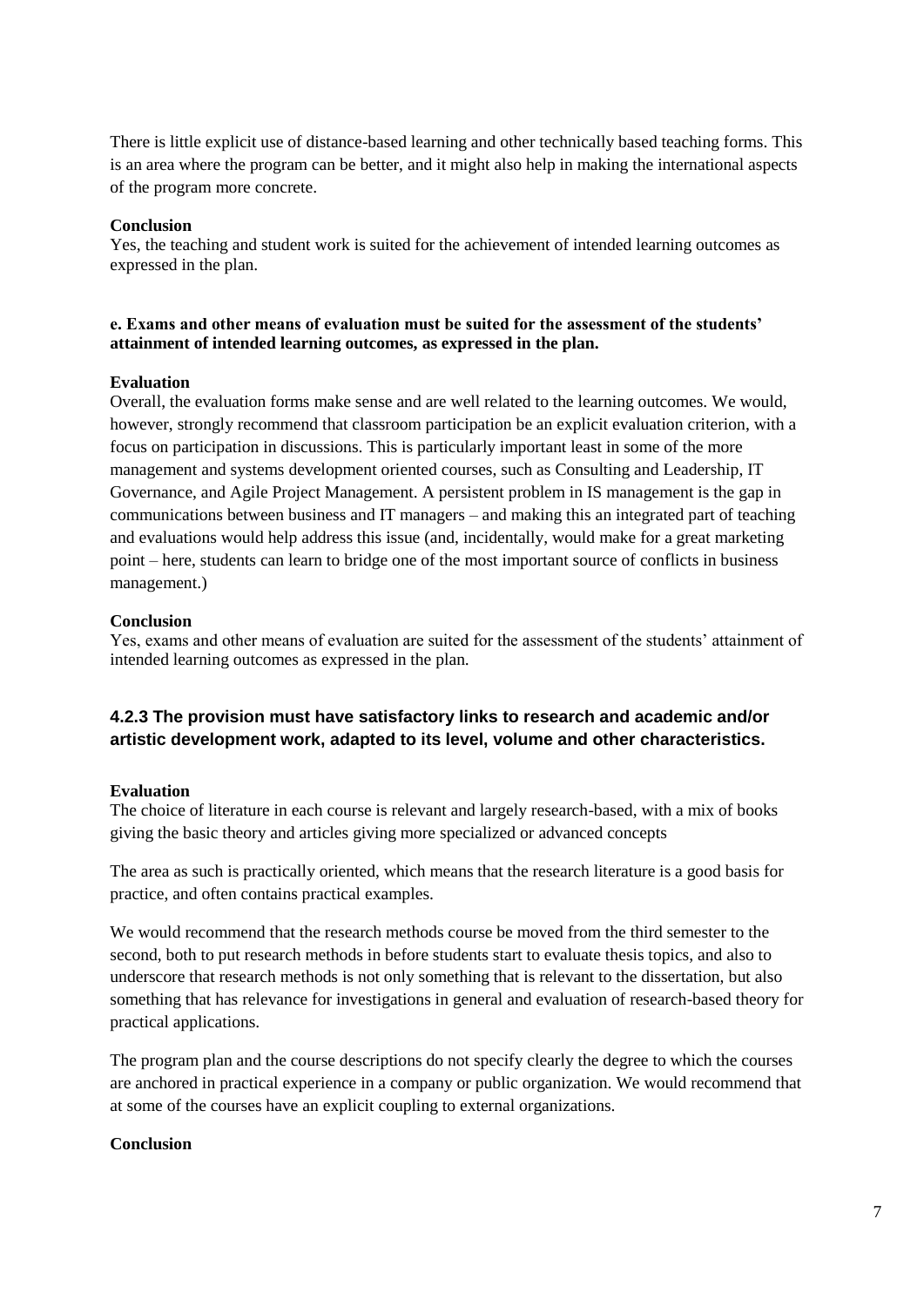There is little explicit use of distance-based learning and other technically based teaching forms. This is an area where the program can be better, and it might also help in making the international aspects of the program more concrete.

**Conclusion**
Yes, the teaching and student work is suited for the achievement of intended learning outcomes as expressed in the plan.

**e. Exams and other means of evaluation must be suited for the assessment of the students' attainment of intended learning outcomes, as expressed in the plan.**

**Evaluation**
Overall, the evaluation forms make sense and are well related to the learning outcomes. We would, however, strongly recommend that classroom participation be an explicit evaluation criterion, with a focus on participation in discussions. This is particularly important least in some of the more management and systems development oriented courses, such as Consulting and Leadership, IT Governance, and Agile Project Management. A persistent problem in IS management is the gap in communications between business and IT managers – and making this an integrated part of teaching and evaluations would help address this issue (and, incidentally, would make for a great marketing point – here, students can learn to bridge one of the most important source of conflicts in business management.)

**Conclusion**
Yes, exams and other means of evaluation are suited for the assessment of the students' attainment of intended learning outcomes as expressed in the plan.

### 4.2.3 The provision must have satisfactory links to research and academic and/or artistic development work, adapted to its level, volume and other characteristics.

**Evaluation**
The choice of literature in each course is relevant and largely research-based, with a mix of books giving the basic theory and articles giving more specialized or advanced concepts

The area as such is practically oriented, which means that the research literature is a good basis for practice, and often contains practical examples.

We would recommend that the research methods course be moved from the third semester to the second, both to put research methods in before students start to evaluate thesis topics, and also to underscore that research methods is not only something that is relevant to the dissertation, but also something that has relevance for investigations in general and evaluation of research-based theory for practical applications.

The program plan and the course descriptions do not specify clearly the degree to which the courses are anchored in practical experience in a company or public organization. We would recommend that at some of the courses have an explicit coupling to external organizations.

**Conclusion**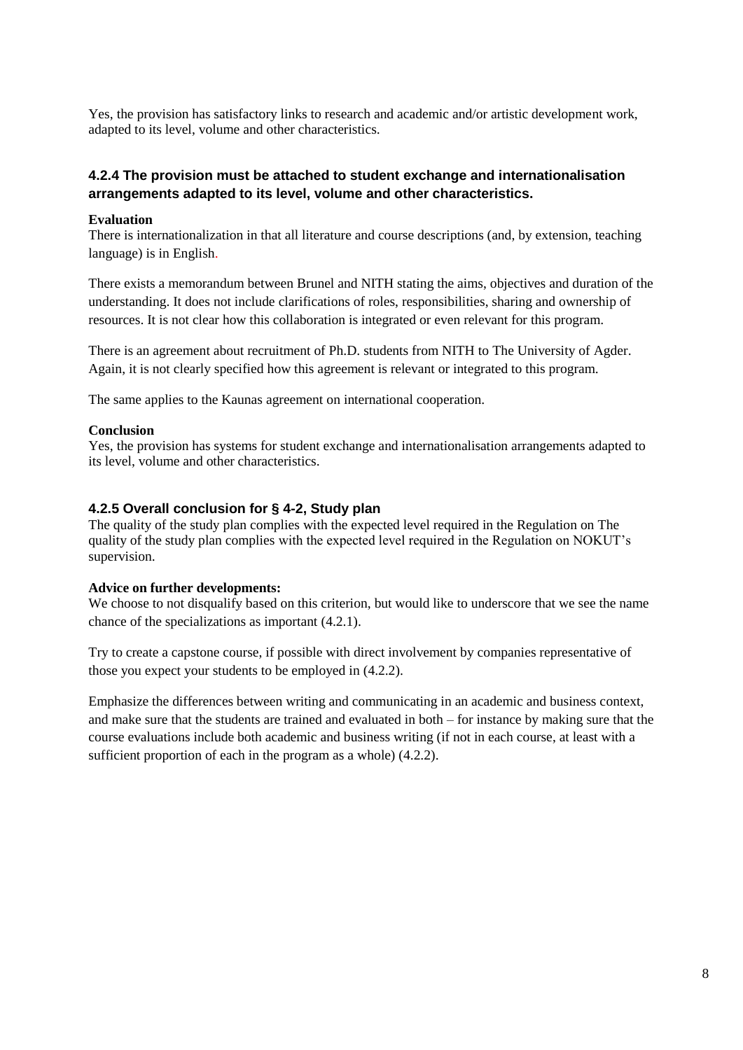Yes, the provision has satisfactory links to research and academic and/or artistic development work, adapted to its level, volume and other characteristics.

### 4.2.4 The provision must be attached to student exchange and internationalisation arrangements adapted to its level, volume and other characteristics.

**Evaluation**

There is internationalization in that all literature and course descriptions (and, by extension, teaching language) is in English.

There exists a memorandum between Brunel and NITH stating the aims, objectives and duration of the understanding. It does not include clarifications of roles, responsibilities, sharing and ownership of resources. It is not clear how this collaboration is integrated or even relevant for this program.

There is an agreement about recruitment of Ph.D. students from NITH to The University of Agder. Again, it is not clearly specified how this agreement is relevant or integrated to this program.

The same applies to the Kaunas agreement on international cooperation.

**Conclusion**

Yes, the provision has systems for student exchange and internationalisation arrangements adapted to its level, volume and other characteristics.

### 4.2.5 Overall conclusion for § 4-2, Study plan

The quality of the study plan complies with the expected level required in the Regulation on The quality of the study plan complies with the expected level required in the Regulation on NOKUT's supervision.

**Advice on further developments:**

We choose to not disqualify based on this criterion, but would like to underscore that we see the name chance of the specializations as important (4.2.1).

Try to create a capstone course, if possible with direct involvement by companies representative of those you expect your students to be employed in (4.2.2).

Emphasize the differences between writing and communicating in an academic and business context, and make sure that the students are trained and evaluated in both – for instance by making sure that the course evaluations include both academic and business writing (if not in each course, at least with a sufficient proportion of each in the program as a whole) (4.2.2).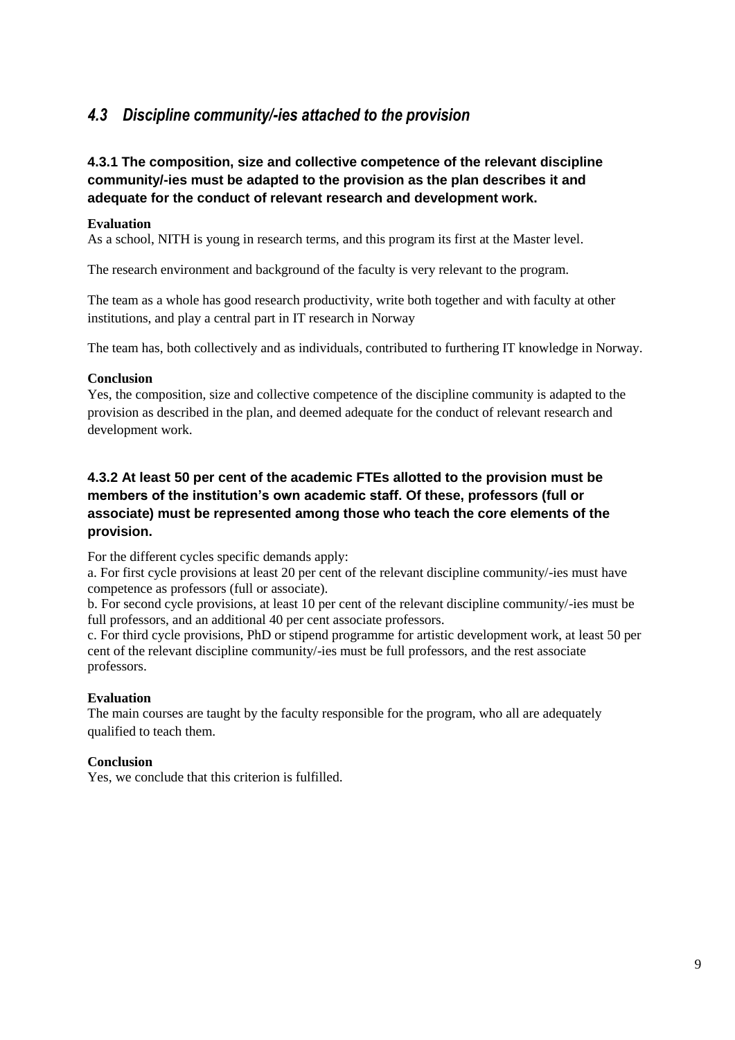## *4.3 Discipline community/-ies attached to the provision*

### 4.3.1 The composition, size and collective competence of the relevant discipline community/-ies must be adapted to the provision as the plan describes it and adequate for the conduct of relevant research and development work.

**Evaluation**

As a school, NITH is young in research terms, and this program its first at the Master level.

The research environment and background of the faculty is very relevant to the program.

The team as a whole has good research productivity, write both together and with faculty at other institutions, and play a central part in IT research in Norway

The team has, both collectively and as individuals, contributed to furthering IT knowledge in Norway.

**Conclusion**

Yes, the composition, size and collective competence of the discipline community is adapted to the provision as described in the plan, and deemed adequate for the conduct of relevant research and development work.

### 4.3.2 At least 50 per cent of the academic FTEs allotted to the provision must be members of the institution's own academic staff. Of these, professors (full or associate) must be represented among those who teach the core elements of the provision.

For the different cycles specific demands apply:

a. For first cycle provisions at least 20 per cent of the relevant discipline community/-ies must have competence as professors (full or associate).

b. For second cycle provisions, at least 10 per cent of the relevant discipline community/-ies must be full professors, and an additional 40 per cent associate professors.

c. For third cycle provisions, PhD or stipend programme for artistic development work, at least 50 per cent of the relevant discipline community/-ies must be full professors, and the rest associate professors.

**Evaluation**

The main courses are taught by the faculty responsible for the program, who all are adequately qualified to teach them.

**Conclusion**

Yes, we conclude that this criterion is fulfilled.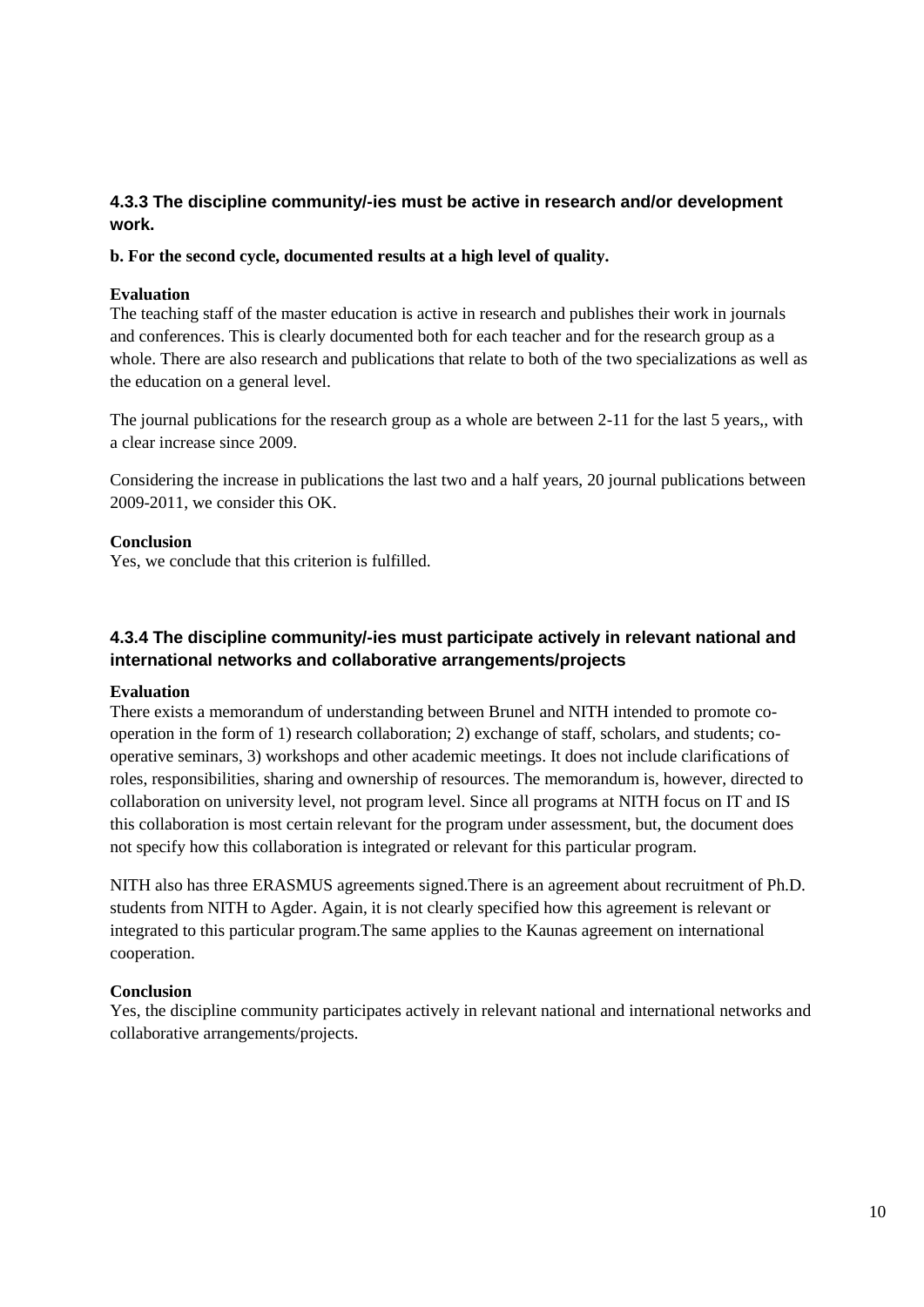### 4.3.3 The discipline community/-ies must be active in research and/or development work.

**b. For the second cycle, documented results at a high level of quality.**

**Evaluation**

The teaching staff of the master education is active in research and publishes their work in journals and conferences. This is clearly documented both for each teacher and for the research group as a whole. There are also research and publications that relate to both of the two specializations as well as the education on a general level.

The journal publications for the research group as a whole are between 2-11 for the last 5 years,, with a clear increase since 2009.

Considering the increase in publications the last two and a half years, 20 journal publications between 2009-2011, we consider this OK.

**Conclusion**

Yes, we conclude that this criterion is fulfilled.

### 4.3.4 The discipline community/-ies must participate actively in relevant national and international networks and collaborative arrangements/projects

**Evaluation**

There exists a memorandum of understanding between Brunel and NITH intended to promote co-operation in the form of 1) research collaboration; 2) exchange of staff, scholars, and students; co-operative seminars, 3) workshops and other academic meetings. It does not include clarifications of roles, responsibilities, sharing and ownership of resources. The memorandum is, however, directed to collaboration on university level, not program level. Since all programs at NITH focus on IT and IS this collaboration is most certain relevant for the program under assessment, but, the document does not specify how this collaboration is integrated or relevant for this particular program.

NITH also has three ERASMUS agreements signed.There is an agreement about recruitment of Ph.D. students from NITH to Agder. Again, it is not clearly specified how this agreement is relevant or integrated to this particular program.The same applies to the Kaunas agreement on international cooperation.

**Conclusion**

Yes, the discipline community participates actively in relevant national and international networks and collaborative arrangements/projects.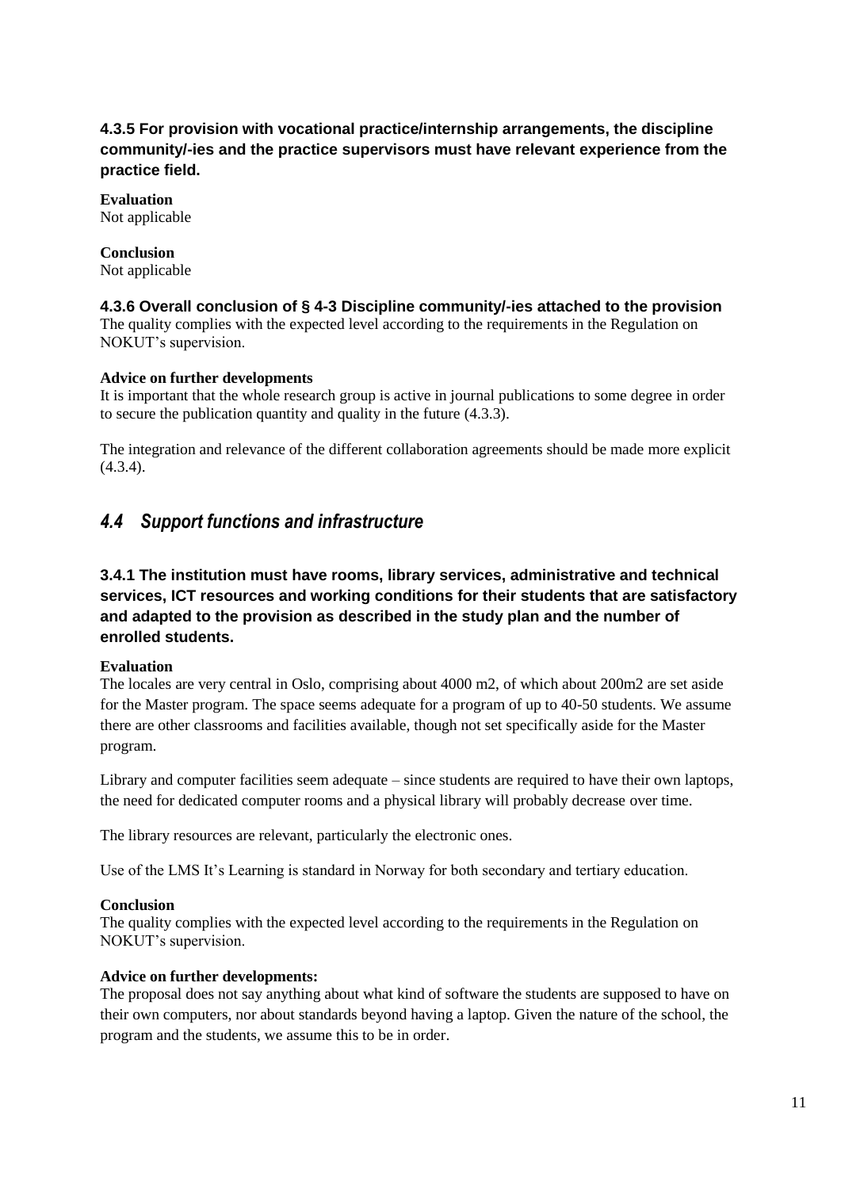### 4.3.5 For provision with vocational practice/internship arrangements, the discipline community/-ies and the practice supervisors must have relevant experience from the practice field.

**Evaluation**
Not applicable

**Conclusion**
Not applicable

### 4.3.6 Overall conclusion of § 4-3 Discipline community/-ies attached to the provision

The quality complies with the expected level according to the requirements in the Regulation on NOKUT's supervision.

**Advice on further developments**

It is important that the whole research group is active in journal publications to some degree in order to secure the publication quantity and quality in the future (4.3.3).

The integration and relevance of the different collaboration agreements should be made more explicit (4.3.4).

## *4.4 Support functions and infrastructure*

### 3.4.1 The institution must have rooms, library services, administrative and technical services, ICT resources and working conditions for their students that are satisfactory and adapted to the provision as described in the study plan and the number of enrolled students.

**Evaluation**

The locales are very central in Oslo, comprising about 4000 m2, of which about 200m2 are set aside for the Master program. The space seems adequate for a program of up to 40-50 students. We assume there are other classrooms and facilities available, though not set specifically aside for the Master program.

Library and computer facilities seem adequate – since students are required to have their own laptops, the need for dedicated computer rooms and a physical library will probably decrease over time.

The library resources are relevant, particularly the electronic ones.

Use of the LMS It's Learning is standard in Norway for both secondary and tertiary education.

**Conclusion**

The quality complies with the expected level according to the requirements in the Regulation on NOKUT's supervision.

**Advice on further developments:**

The proposal does not say anything about what kind of software the students are supposed to have on their own computers, nor about standards beyond having a laptop. Given the nature of the school, the program and the students, we assume this to be in order.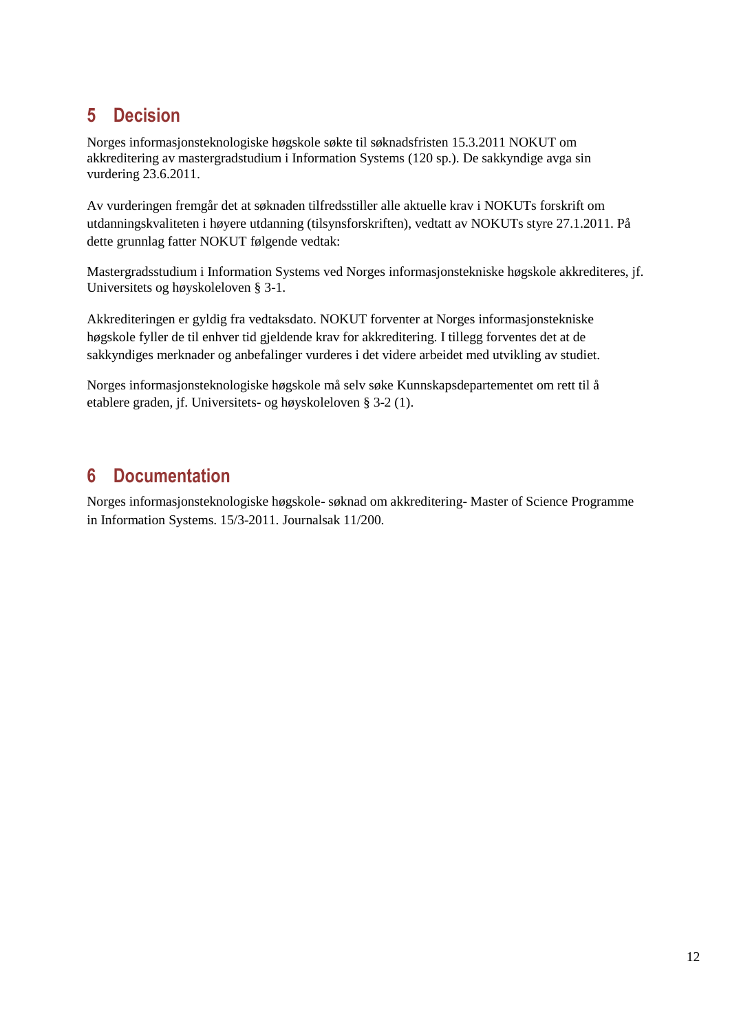# 5 Decision

Norges informasjonsteknologiske høgskole søkte til søknadsfristen 15.3.2011 NOKUT om akkreditering av mastergradstudium i Information Systems (120 sp.). De sakkyndige avga sin vurdering 23.6.2011.

Av vurderingen fremgår det at søknaden tilfredsstiller alle aktuelle krav i NOKUTs forskrift om utdanningskvaliteten i høyere utdanning (tilsynsforskriften), vedtatt av NOKUTs styre 27.1.2011. På dette grunnlag fatter NOKUT følgende vedtak:

Mastergradsstudium i Information Systems ved Norges informasjonstekniske høgskole akkrediteres, jf. Universitets og høyskoleloven § 3-1.

Akkrediteringen er gyldig fra vedtaksdato. NOKUT forventer at Norges informasjonstekniske høgskole fyller de til enhver tid gjeldende krav for akkreditering. I tillegg forventes det at de sakkyndiges merknader og anbefalinger vurderes i det videre arbeidet med utvikling av studiet.

Norges informasjonsteknologiske høgskole må selv søke Kunnskapsdepartementet om rett til å etablere graden, jf. Universitets- og høyskoleloven § 3-2 (1).

# 6 Documentation

Norges informasjonsteknologiske høgskole- søknad om akkreditering- Master of Science Programme in Information Systems. 15/3-2011. Journalsak 11/200.